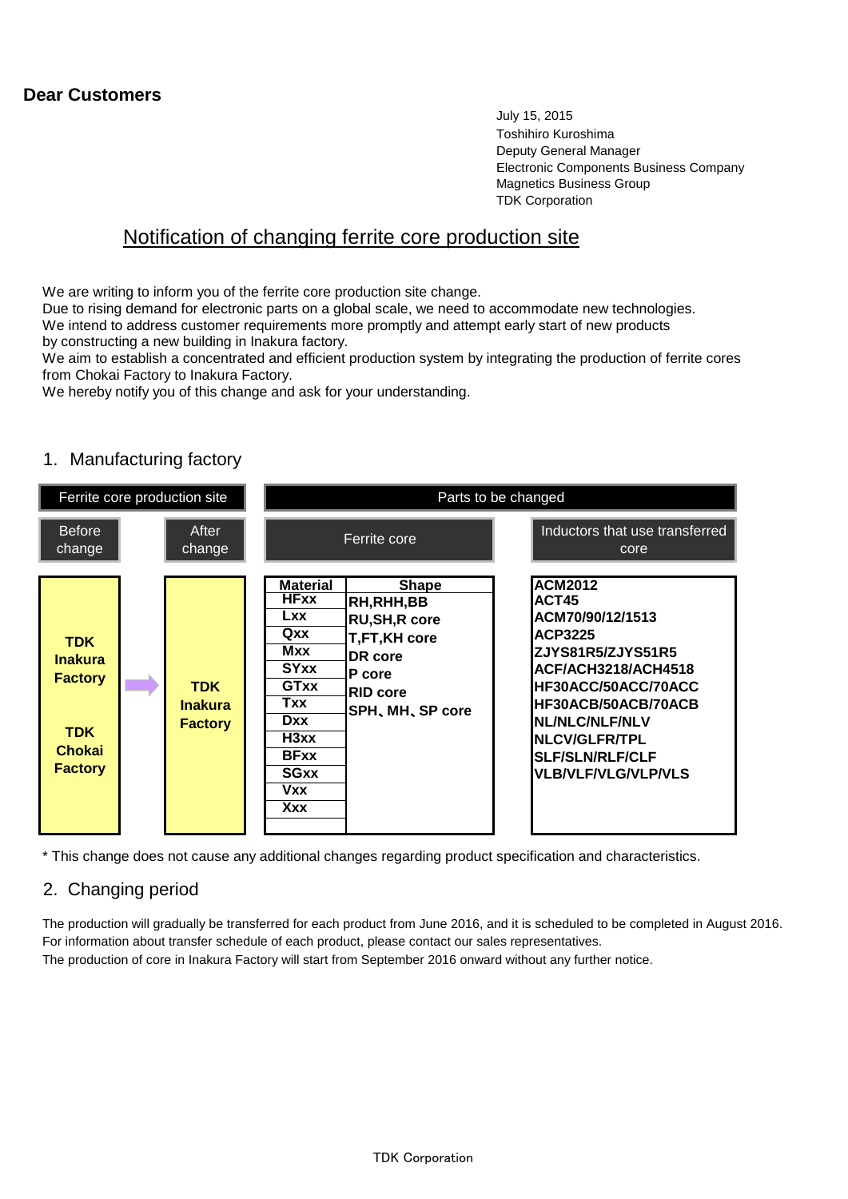**Dear Customers**

July 15, 2015
Toshihiro Kuroshima
Deputy General Manager
Electronic Components Business Company
Magnetics Business Group
TDK Corporation

# Notification of changing ferrite core production site

We are writing to inform you of the ferrite core production site change.
Due to rising demand for electronic parts on a global scale, we need to accommodate new technologies.
We intend to address customer requirements more promptly and attempt early start of new products by constructing a new building in Inakura factory.
We aim to establish a concentrated and efficient production system by integrating the production of ferrite cores from Chokai Factory to Inakura Factory.
We hereby notify you of this change and ask for your understanding.

## 1. Manufacturing factory

| Ferrite core production site | | Parts to be changed | | |
|---|---|---|---|---|
| Before change | After change | Ferrite core | | Inductors that use transferred core |
| | | **Material** | **Shape** | |
| **TDK Inakura Factory**<br><br>**TDK Chokai Factory** | **TDK Inakura Factory** | **HFxx**<br>**Lxx**<br>**Qxx**<br>**Mxx**<br>**SYxx**<br>**GTxx**<br>**Txx**<br>**Dxx**<br>**H3xx**<br>**BFxx**<br>**SGxx**<br>**Vxx**<br>**Xxx** | **RH,RHH,BB**<br>**RU,SH,R core**<br>**T,FT,KH core**<br>**DR core**<br>**P core**<br>**RID core**<br>**SPH、MH、SP core** | **ACM2012**<br>**ACT45**<br>**ACM70/90/12/1513**<br>**ACP3225**<br>**ZJYS81R5/ZJYS51R5**<br>**ACF/ACH3218/ACH4518**<br>**HF30ACC/50ACC/70ACC**<br>**HF30ACB/50ACB/70ACB**<br>**NL/NLC/NLF/NLV**<br>**NLCV/GLFR/TPL**<br>**SLF/SLN/RLF/CLF**<br>**VLB/VLF/VLG/VLP/VLS** |

* This change does not cause any additional changes regarding product specification and characteristics.

## 2. Changing period

The production will gradually be transferred for each product from June 2016, and it is scheduled to be completed in August 2016.
For information about transfer schedule of each product, please contact our sales representatives.
The production of core in Inakura Factory will start from September 2016 onward without any further notice.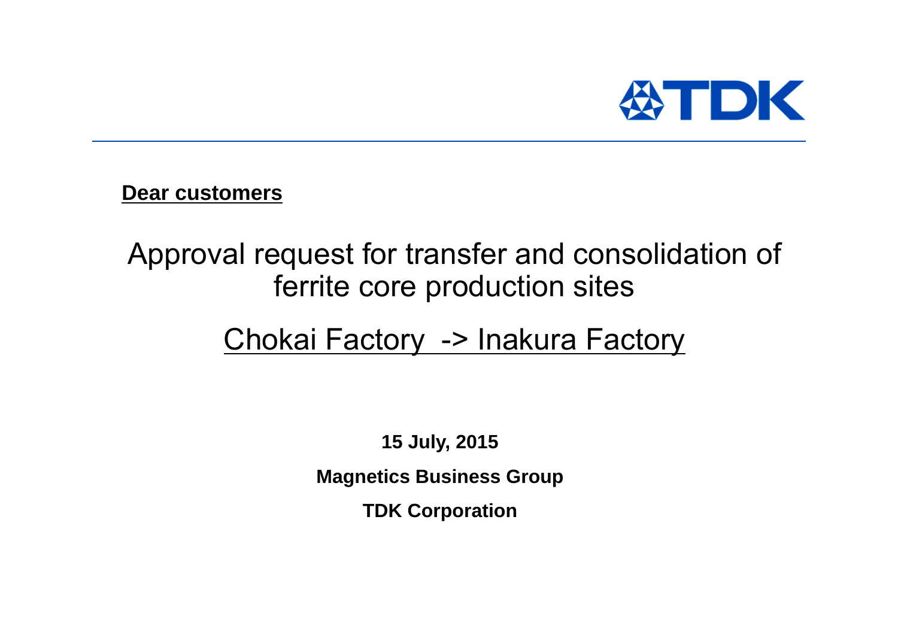**<u>Dear customers</u>**

# Approval request for transfer and consolidation of ferrite core production sites

## <u>Chokai Factory -> Inakura Factory</u>

**15 July, 2015**

**Magnetics Business Group**

**TDK Corporation**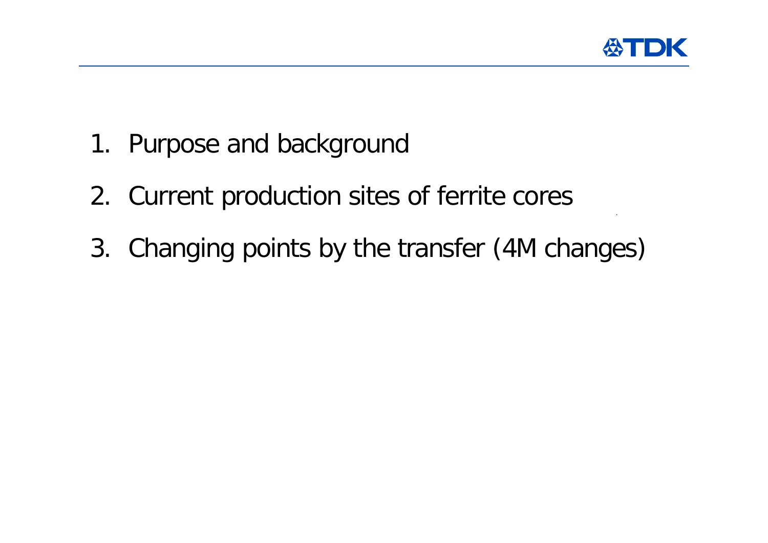1. Purpose and background
2. Current production sites of ferrite cores
3. Changing points by the transfer (4M changes)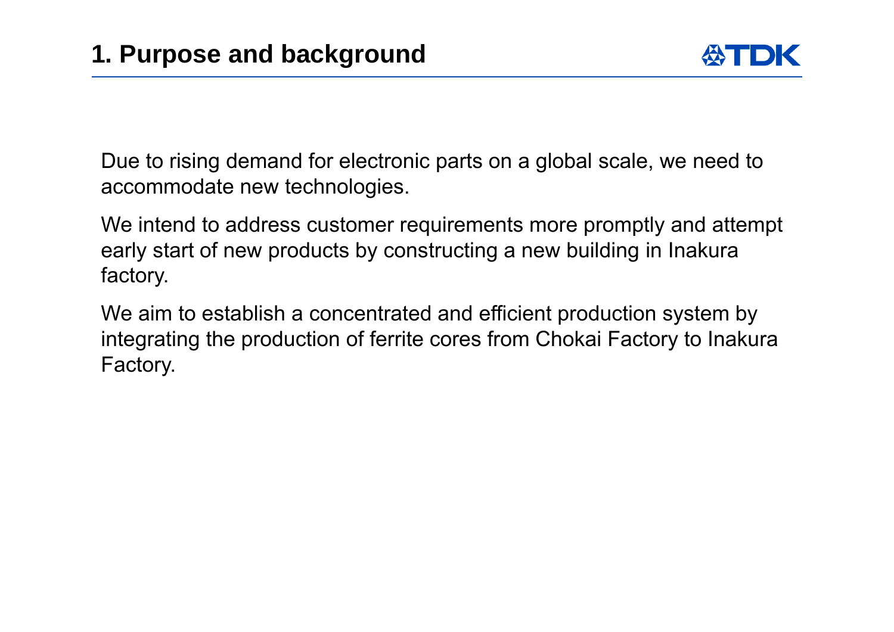# 1. Purpose and background

Due to rising demand for electronic parts on a global scale, we need to accommodate new technologies.

We intend to address customer requirements more promptly and attempt early start of new products by constructing a new building in Inakura factory.

We aim to establish a concentrated and efficient production system by integrating the production of ferrite cores from Chokai Factory to Inakura Factory.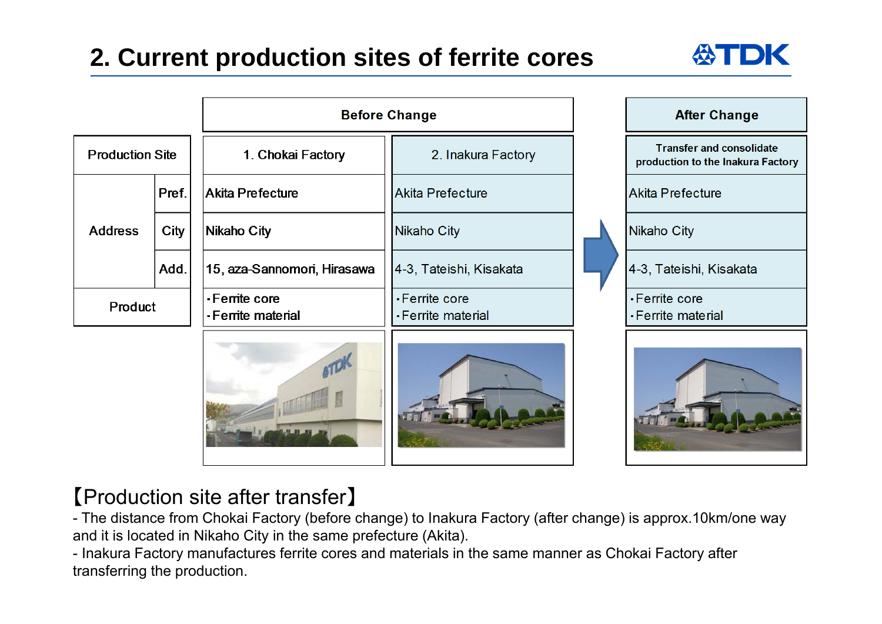# 2. Current production sites of ferrite cores

| | | Before Change | | After Change |
|---|---|---|---|---|
| Production Site | | 1. Chokai Factory | 2. Inakura Factory | Transfer and consolidate production to the Inakura Factory |
| Address | Pref. | Akita Prefecture | Akita Prefecture | Akita Prefecture |
| | City | Nikaho City | Nikaho City | Nikaho City |
| | Add. | 15, aza-Sannomori, Hirasawa | 4-3, Tateishi, Kisakata | 4-3, Tateishi, Kisakata |
| Product | | ･Ferrite core<br>･Ferrite material | ･Ferrite core<br>･Ferrite material | ･Ferrite core<br>･Ferrite material |

【Production site after transfer】

- The distance from Chokai Factory (before change) to Inakura Factory (after change) is approx.10km/one way and it is located in Nikaho City in the same prefecture (Akita).
- Inakura Factory manufactures ferrite cores and materials in the same manner as Chokai Factory after transferring the production.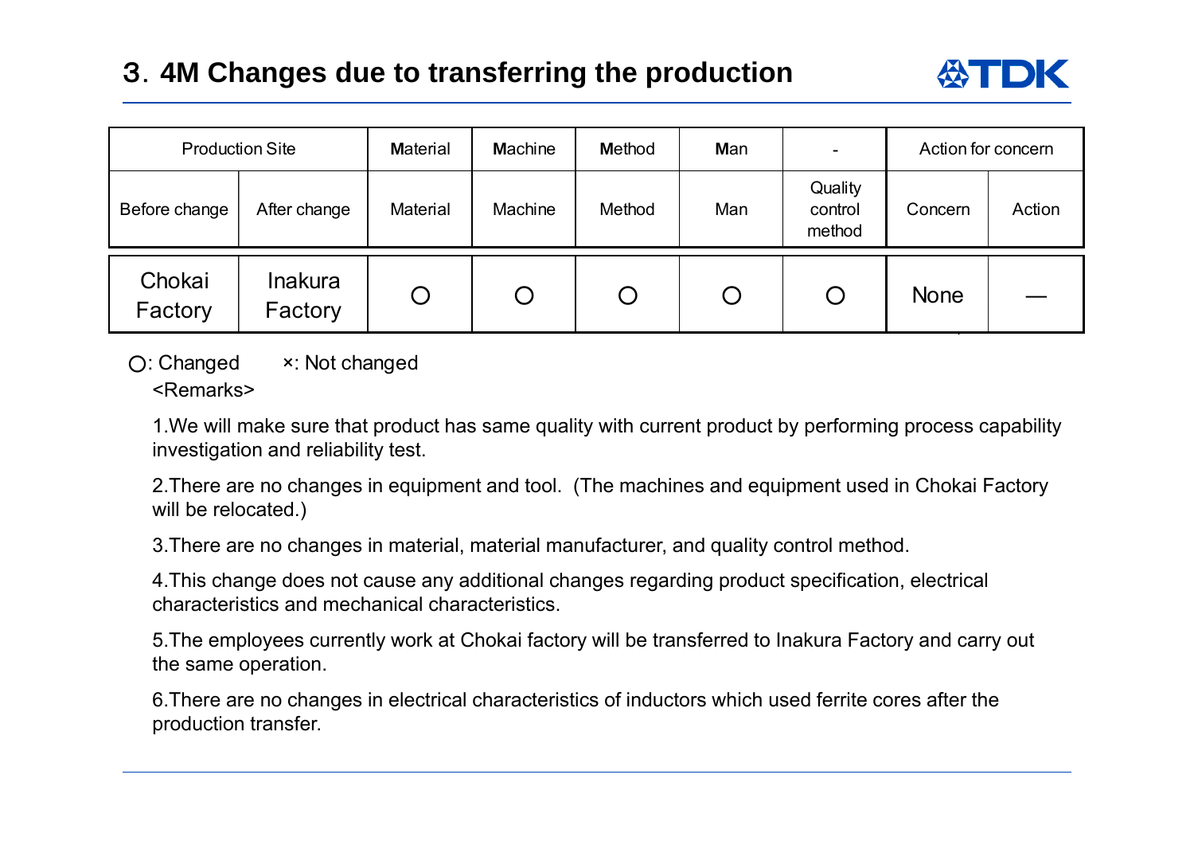# 3. 4M Changes due to transferring the production

| Production Site | | Material | Machine | Method | Man | - | Action for concern | |
|---|---|---|---|---|---|---|---|---|
| Before change | After change | Material | Machine | Method | Man | Quality control method | Concern | Action |
| Chokai Factory | Inakura Factory | ○ | ○ | ○ | ○ | ○ | None | — |

○: Changed ×: Not changed

<Remarks>

1.We will make sure that product has same quality with current product by performing process capability investigation and reliability test.

2.There are no changes in equipment and tool. (The machines and equipment used in Chokai Factory will be relocated.)

3.There are no changes in material, material manufacturer, and quality control method.

4.This change does not cause any additional changes regarding product specification, electrical characteristics and mechanical characteristics.

5.The employees currently work at Chokai factory will be transferred to Inakura Factory and carry out the same operation.

6.There are no changes in electrical characteristics of inductors which used ferrite cores after the production transfer.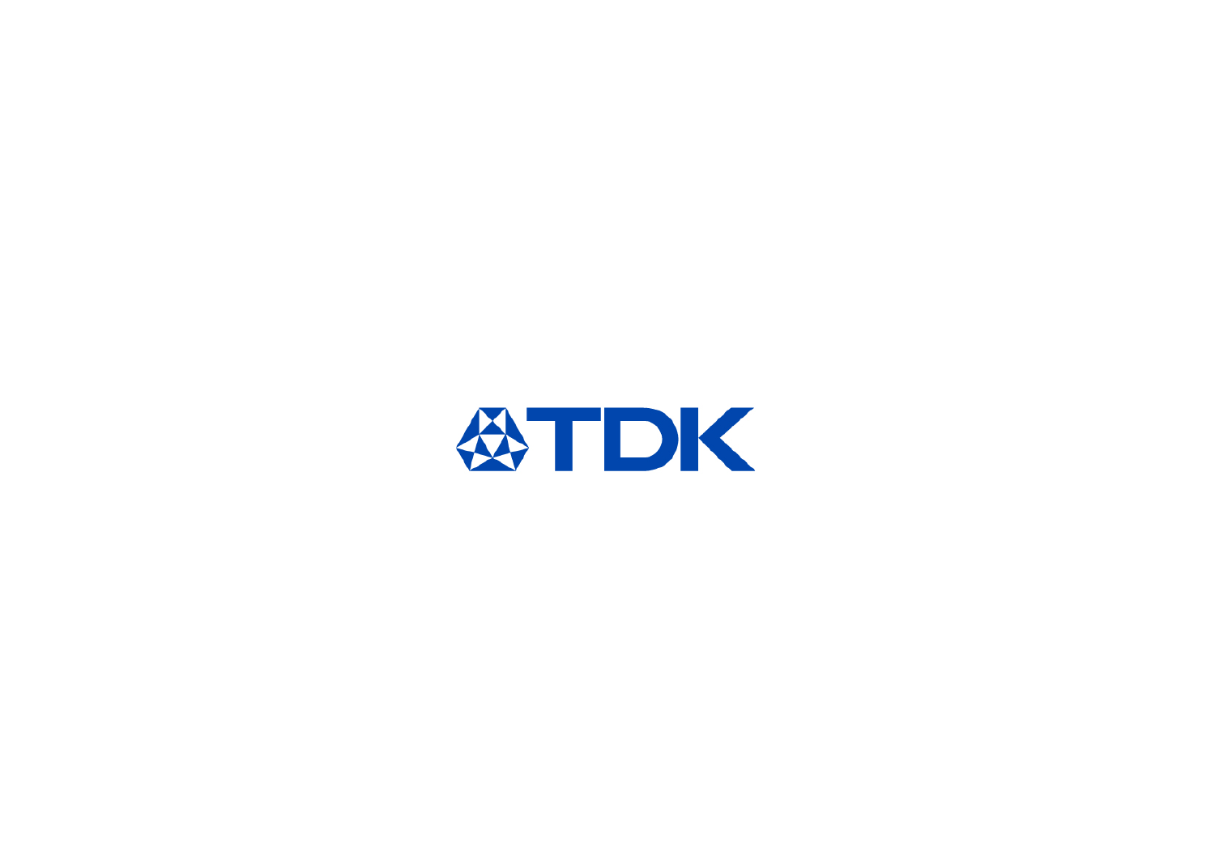TDK